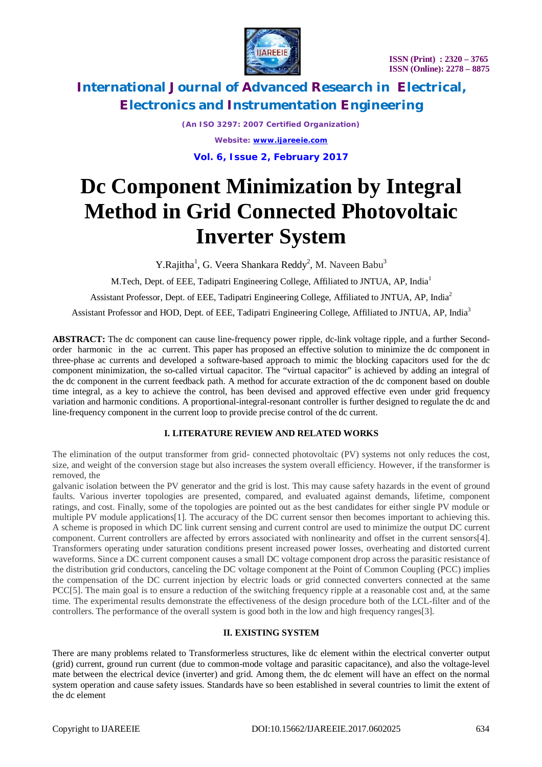# Dc Component Minimization by Integral Method in Grid Connected Photovoltaic Inverter System

Y.Rajitha[1], G. Veera Shankara Reddy[2], M. Naveen Babu[3]

M.Tech, Dept. of EEE, Tadipatri Engineering College, Affiliated to JNTUA, AP, India[1]

Assistant Professor, Dept. of EEE, Tadipatri Engineering College, Affiliated to JNTUA, AP, India[2]

Assistant Professor and HOD, Dept. of EEE, Tadipatri Engineering College, Affiliated to JNTUA, AP, India[3]

**ABSTRACT:** The dc component can cause line-frequency power ripple, dc-link voltage ripple, and a further Second-order harmonic in the ac current. This paper has proposed an effective solution to minimize the dc component in three-phase ac currents and developed a software-based approach to mimic the blocking capacitors used for the dc component minimization, the so-called virtual capacitor. The "virtual capacitor" is achieved by adding an integral of the dc component in the current feedback path. A method for accurate extraction of the dc component based on double time integral, as a key to achieve the control, has been devised and approved effective even under grid frequency variation and harmonic conditions. A proportional-integral-resonant controller is further designed to regulate the dc and line-frequency component in the current loop to provide precise control of the dc current.

## I. LITERATURE REVIEW AND RELATED WORKS

The elimination of the output transformer from grid- connected photovoltaic (PV) systems not only reduces the cost, size, and weight of the conversion stage but also increases the system overall efficiency. However, if the transformer is removed, the galvanic isolation between the PV generator and the grid is lost. This may cause safety hazards in the event of ground faults. Various inverter topologies are presented, compared, and evaluated against demands, lifetime, component ratings, and cost. Finally, some of the topologies are pointed out as the best candidates for either single PV module or multiple PV module applications[1]. The accuracy of the DC current sensor then becomes important to achieving this. A scheme is proposed in which DC link current sensing and current control are used to minimize the output DC current component. Current controllers are affected by errors associated with nonlinearity and offset in the current sensors[4]. Transformers operating under saturation conditions present increased power losses, overheating and distorted current waveforms. Since a DC current component causes a small DC voltage component drop across the parasitic resistance of the distribution grid conductors, canceling the DC voltage component at the Point of Common Coupling (PCC) implies the compensation of the DC current injection by electric loads or grid connected converters connected at the same PCC[5]. The main goal is to ensure a reduction of the switching frequency ripple at a reasonable cost and, at the same time. The experimental results demonstrate the effectiveness of the design procedure both of the LCL-filter and of the controllers. The performance of the overall system is good both in the low and high frequency ranges[3].

## II. EXISTING SYSTEM

There are many problems related to Transformerless structures, like dc element within the electrical converter output (grid) current, ground run current (due to common-mode voltage and parasitic capacitance), and also the voltage-level mate between the electrical device (inverter) and grid. Among them, the dc element will have an effect on the normal system operation and cause safety issues. Standards have so been established in several countries to limit the extent of the dc element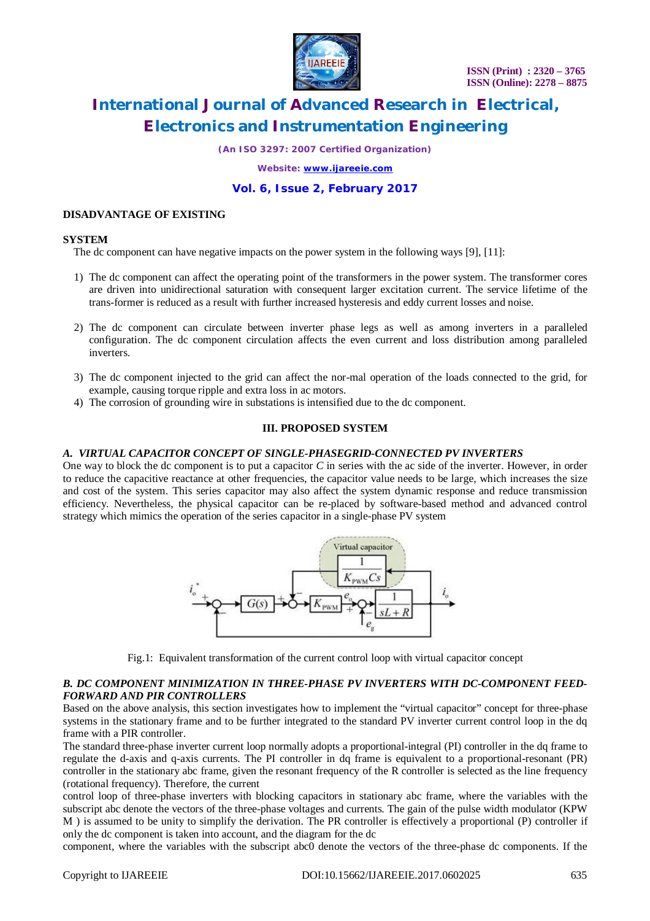**DISADVANTAGE OF EXISTING**

**SYSTEM**

The dc component can have negative impacts on the power system in the following ways [9], [11]:

1) The dc component can affect the operating point of the transformers in the power system. The transformer cores are driven into unidirectional saturation with consequent larger excitation current. The service lifetime of the trans-former is reduced as a result with further increased hysteresis and eddy current losses and noise.

2) The dc component can circulate between inverter phase legs as well as among inverters in a paralleled configuration. The dc component circulation affects the even current and loss distribution among paralleled inverters.

3) The dc component injected to the grid can affect the nor-mal operation of the loads connected to the grid, for example, causing torque ripple and extra loss in ac motors.
4) The corrosion of grounding wire in substations is intensified due to the dc component.

## III. PROPOSED SYSTEM

### *A. VIRTUAL CAPACITOR CONCEPT OF SINGLE-PHASEGRID-CONNECTED PV INVERTERS*

One way to block the dc component is to put a capacitor *C* in series with the ac side of the inverter. However, in order to reduce the capacitive reactance at other frequencies, the capacitor value needs to be large, which increases the size and cost of the system. This series capacitor may also affect the system dynamic response and reduce transmission efficiency. Nevertheless, the physical capacitor can be re-placed by software-based method and advanced control strategy which mimics the operation of the series capacitor in a single-phase PV system

Fig.1: Equivalent transformation of the current control loop with virtual capacitor concept

### *B. DC COMPONENT MINIMIZATION IN THREE-PHASE PV INVERTERS WITH DC-COMPONENT FEED-FORWARD AND PIR CONTROLLERS*

Based on the above analysis, this section investigates how to implement the "virtual capacitor" concept for three-phase systems in the stationary frame and to be further integrated to the standard PV inverter current control loop in the dq frame with a PIR controller.

The standard three-phase inverter current loop normally adopts a proportional-integral (PI) controller in the dq frame to regulate the d-axis and q-axis currents. The PI controller in dq frame is equivalent to a proportional-resonant (PR) controller in the stationary abc frame, given the resonant frequency of the R controller is selected as the line frequency (rotational frequency). Therefore, the current control loop of three-phase inverters with blocking capacitors in stationary abc frame, where the variables with the subscript abc denote the vectors of the three-phase voltages and currents. The gain of the pulse width modulator (KPW M ) is assumed to be unity to simplify the derivation. The PR controller is effectively a proportional (P) controller if only the dc component is taken into account, and the diagram for the dc component, where the variables with the subscript abc0 denote the vectors of the three-phase dc components. If the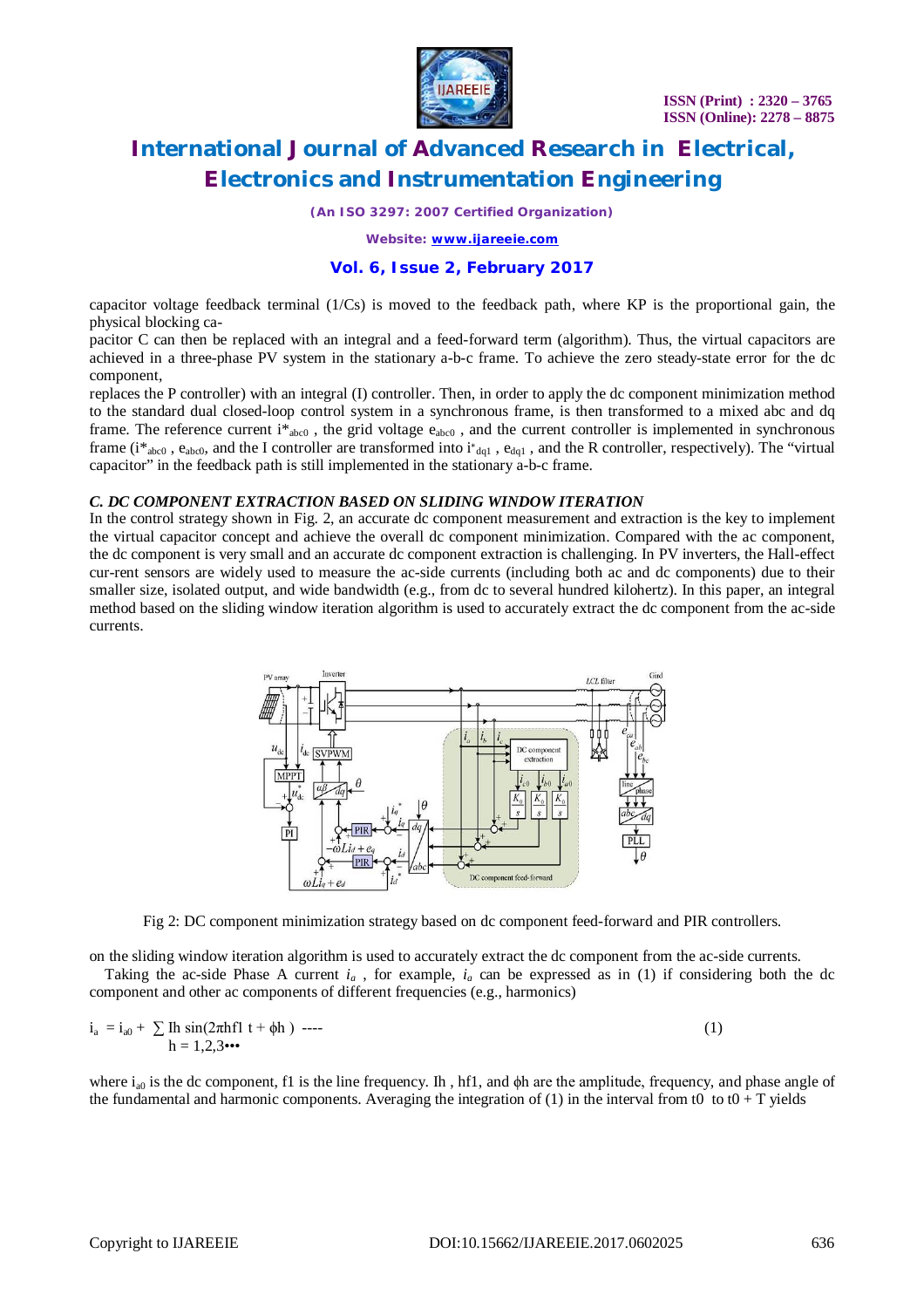capacitor voltage feedback terminal (1/Cs) is moved to the feedback path, where KP is the proportional gain, the physical blocking ca-

pacitor C can then be replaced with an integral and a feed-forward term (algorithm). Thus, the virtual capacitors are achieved in a three-phase PV system in the stationary a-b-c frame. To achieve the zero steady-state error for the dc component,

replaces the P controller) with an integral (I) controller. Then, in order to apply the dc component minimization method to the standard dual closed-loop control system in a synchronous frame, is then transformed to a mixed abc and dq frame. The reference current $i^*_{abc0}$ , the grid voltage $e_{abc0}$ , and the current controller is implemented in synchronous frame ($i^*_{abc0}$ , $e_{abc0}$, and the I controller are transformed into $i^*_{dq1}$ , $e_{dq1}$ , and the R controller, respectively). The "virtual capacitor" in the feedback path is still implemented in the stationary a-b-c frame.

### *C. DC COMPONENT EXTRACTION BASED ON SLIDING WINDOW ITERATION*

In the control strategy shown in Fig. 2, an accurate dc component measurement and extraction is the key to implement the virtual capacitor concept and achieve the overall dc component minimization. Compared with the ac component, the dc component is very small and an accurate dc component extraction is challenging. In PV inverters, the Hall-effect cur-rent sensors are widely used to measure the ac-side currents (including both ac and dc components) due to their smaller size, isolated output, and wide bandwidth (e.g., from dc to several hundred kilohertz). In this paper, an integral method based on the sliding window iteration algorithm is used to accurately extract the dc component from the ac-side currents.

Fig 2: DC component minimization strategy based on dc component feed-forward and PIR controllers.

on the sliding window iteration algorithm is used to accurately extract the dc component from the ac-side currents.

Taking the ac-side Phase A current $i_a$ , for example, $i_a$ can be expressed as in (1) if considering both the dc component and other ac components of different frequencies (e.g., harmonics)

$$i_a = i_{a0} + \sum_{h=1,2,3\cdots} I_h \sin(2\pi h f_1 t + \phi_h) \quad (1)$$

where $i_{a0}$ is the dc component, f1 is the line frequency. Ih , hf1, and ϕh are the amplitude, frequency, and phase angle of the fundamental and harmonic components. Averaging the integration of (1) in the interval from t0 to t0 + T yields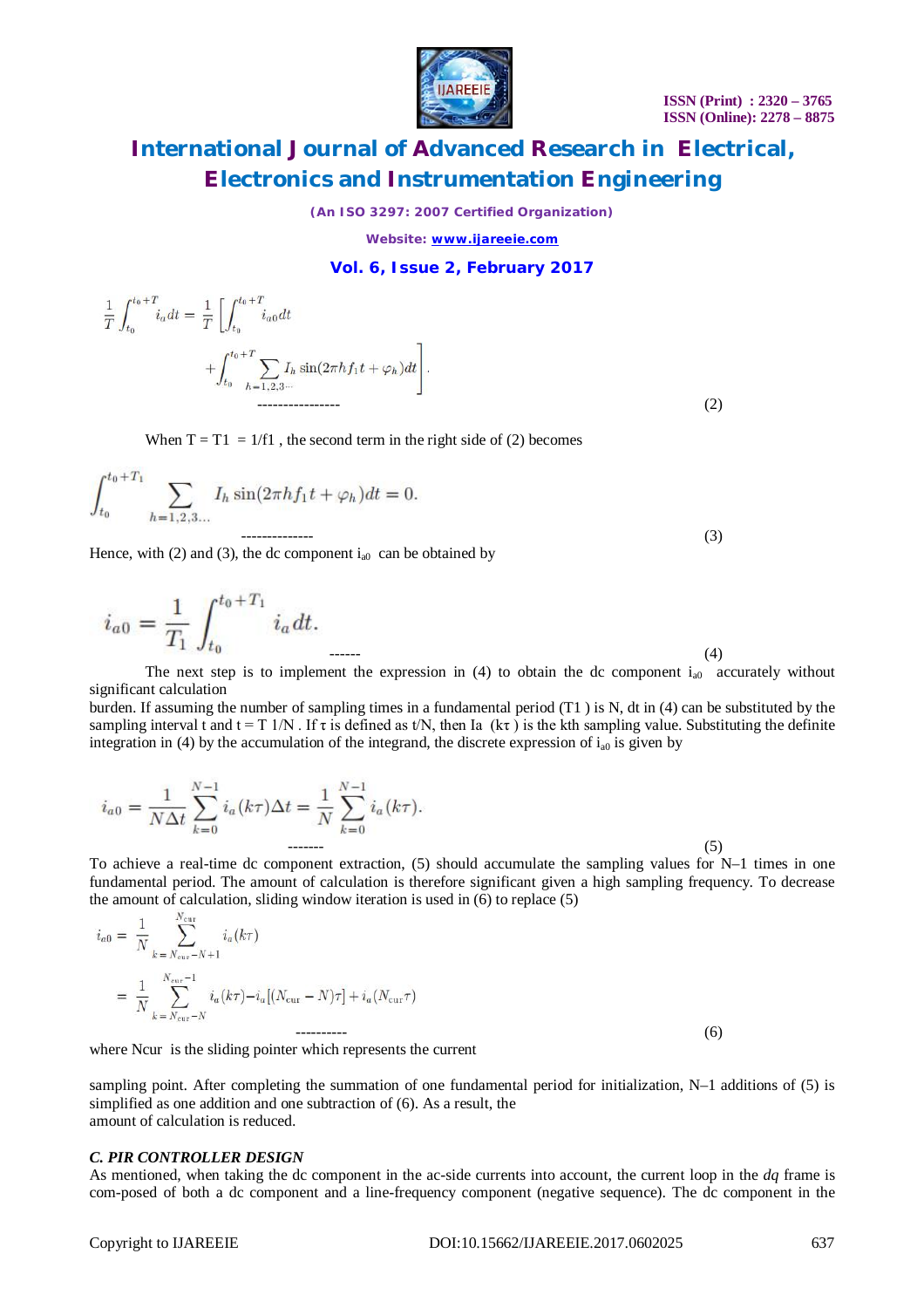$$\frac{1}{T}\int_{t_0}^{t_0+T} i_a dt = \frac{1}{T}\left[\int_{t_0}^{t_0+T} i_{a0} dt + \int_{t_0}^{t_0+T} \sum_{h=1,2,3\cdots} I_h \sin(2\pi h f_1 t + \varphi_h) dt\right]. \qquad (2)$$

When T = T1 = 1/f1 , the second term in the right side of (2) becomes

$$\int_{t_0}^{t_0+T_1} \sum_{h=1,2,3\ldots} I_h \sin(2\pi h f_1 t + \varphi_h) dt = 0. \qquad (3)$$

Hence, with (2) and (3), the dc component $i_{a0}$ can be obtained by

$$i_{a0} = \frac{1}{T_1}\int_{t_0}^{t_0+T_1} i_a dt. \qquad (4)$$

The next step is to implement the expression in (4) to obtain the dc component $i_{a0}$ accurately without significant calculation burden. If assuming the number of sampling times in a fundamental period (T1 ) is N, dt in (4) can be substituted by the sampling interval t and t = T 1/N . If τ is defined as t/N, then Ia (kτ ) is the kth sampling value. Substituting the definite integration in (4) by the accumulation of the integrand, the discrete expression of $i_{a0}$ is given by

$$i_{a0} = \frac{1}{N\Delta t}\sum_{k=0}^{N-1} i_a(k\tau)\Delta t = \frac{1}{N}\sum_{k=0}^{N-1} i_a(k\tau). \qquad (5)$$

To achieve a real-time dc component extraction, (5) should accumulate the sampling values for N–1 times in one fundamental period. The amount of calculation is therefore significant given a high sampling frequency. To decrease the amount of calculation, sliding window iteration is used in (6) to replace (5)

$$\begin{aligned} i_{a0} &= \frac{1}{N}\sum_{k=N_{\text{cur}}-N+1}^{N_{\text{cur}}} i_a(k\tau) \\ &= \frac{1}{N}\sum_{k=N_{\text{cur}}-N}^{N_{\text{cur}}-1} i_a(k\tau) - i_a[(N_{\text{cur}}-N)\tau] + i_a(N_{\text{cur}}\tau) \end{aligned} \qquad (6)$$

where Ncur is the sliding pointer which represents the current

sampling point. After completing the summation of one fundamental period for initialization, N–1 additions of (5) is simplified as one addition and one subtraction of (6). As a result, the amount of calculation is reduced.

### *C. PIR CONTROLLER DESIGN*

As mentioned, when taking the dc component in the ac-side currents into account, the current loop in the *dq* frame is com-posed of both a dc component and a line-frequency component (negative sequence). The dc component in the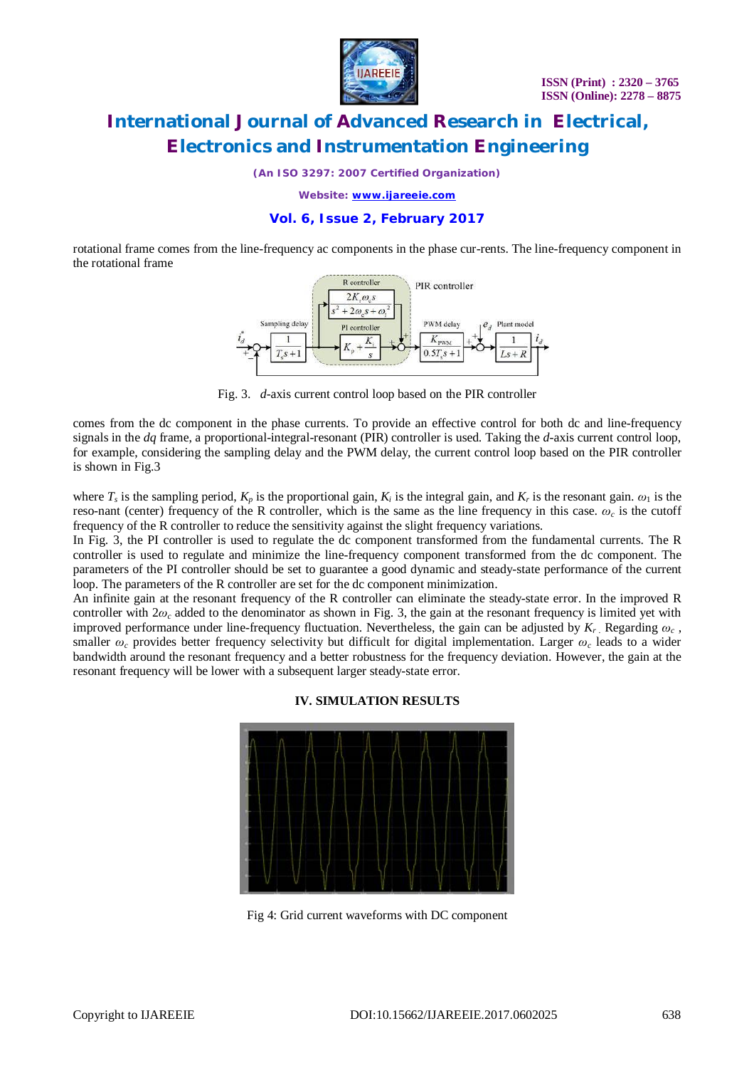rotational frame comes from the line-frequency ac components in the phase cur-rents. The line-frequency component in the rotational frame

Fig. 3. *d*-axis current control loop based on the PIR controller

comes from the dc component in the phase currents. To provide an effective control for both dc and line-frequency signals in the *dq* frame, a proportional-integral-resonant (PIR) controller is used. Taking the *d*-axis current control loop, for example, considering the sampling delay and the PWM delay, the current control loop based on the PIR controller is shown in Fig.3

where $T_s$ is the sampling period, $K_p$ is the proportional gain, $K_i$ is the integral gain, and $K_r$ is the resonant gain. $\omega_1$ is the reso-nant (center) frequency of the R controller, which is the same as the line frequency in this case. $\omega_c$ is the cutoff frequency of the R controller to reduce the sensitivity against the slight frequency variations.

In Fig. 3, the PI controller is used to regulate the dc component transformed from the fundamental currents. The R controller is used to regulate and minimize the line-frequency component transformed from the dc component. The parameters of the PI controller should be set to guarantee a good dynamic and steady-state performance of the current loop. The parameters of the R controller are set for the dc component minimization.

An infinite gain at the resonant frequency of the R controller can eliminate the steady-state error. In the improved R controller with $2\omega_c$ added to the denominator as shown in Fig. 3, the gain at the resonant frequency is limited yet with improved performance under line-frequency fluctuation. Nevertheless, the gain can be adjusted by $K_r$. Regarding $\omega_c$, smaller $\omega_c$ provides better frequency selectivity but difficult for digital implementation. Larger $\omega_c$ leads to a wider bandwidth around the resonant frequency and a better robustness for the frequency deviation. However, the gain at the resonant frequency will be lower with a subsequent larger steady-state error.

## IV. SIMULATION RESULTS

Fig 4: Grid current waveforms with DC component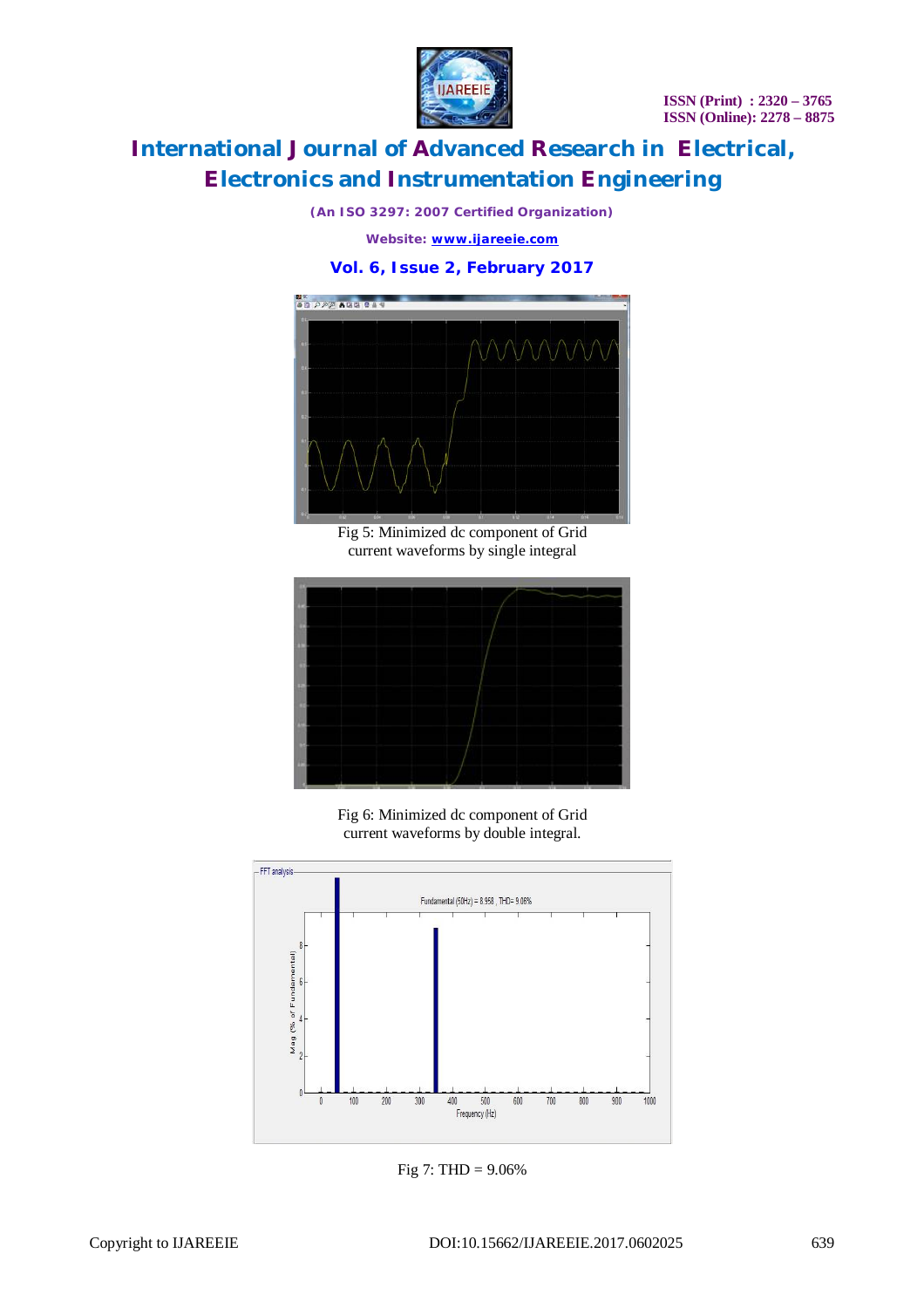Fig 5: Minimized dc component of Grid current waveforms by single integral

Fig 6: Minimized dc component of Grid current waveforms by double integral.

Fig 7: THD = 9.06%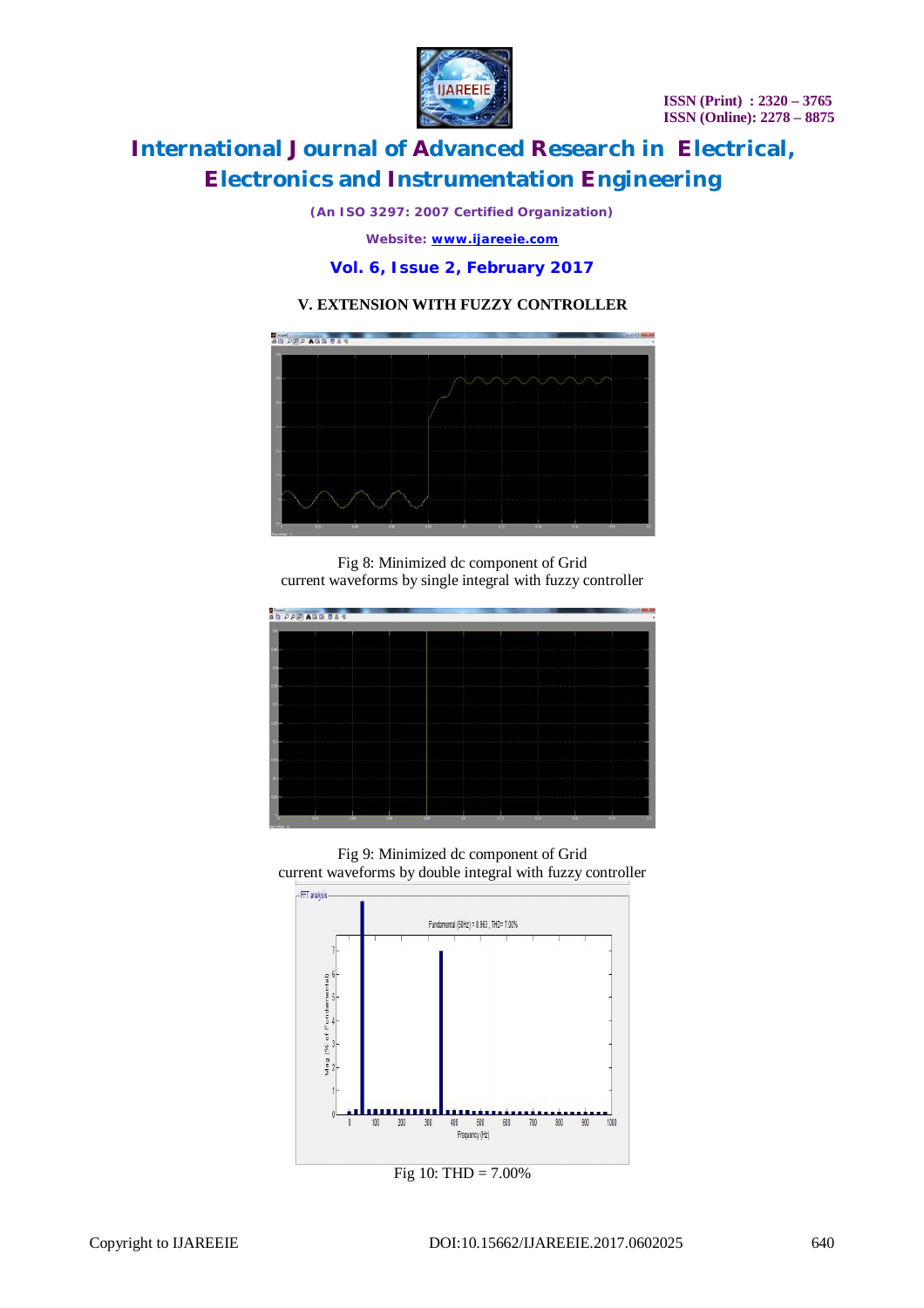## V. EXTENSION WITH FUZZY CONTROLLER

Fig 8: Minimized dc component of Grid current waveforms by single integral with fuzzy controller

Fig 9: Minimized dc component of Grid current waveforms by double integral with fuzzy controller

Fig 10: THD = 7.00%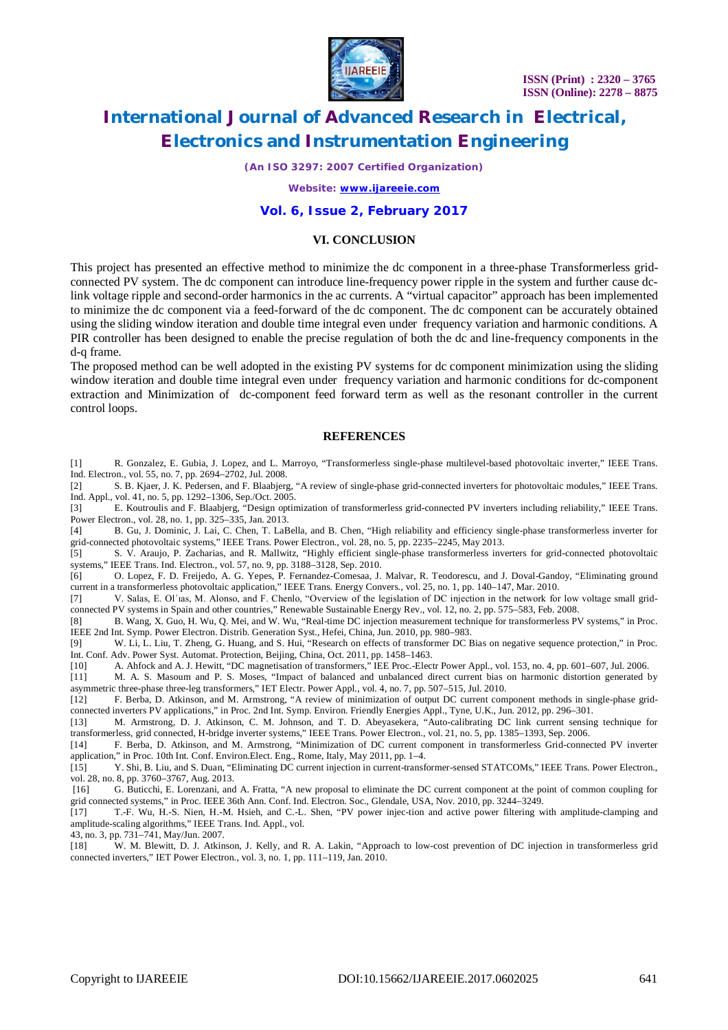## VI. CONCLUSION

This project has presented an effective method to minimize the dc component in a three-phase Transformerless grid-connected PV system. The dc component can introduce line-frequency power ripple in the system and further cause dc-link voltage ripple and second-order harmonics in the ac currents. A "virtual capacitor" approach has been implemented to minimize the dc component via a feed-forward of the dc component. The dc component can be accurately obtained using the sliding window iteration and double time integral even under frequency variation and harmonic conditions. A PIR controller has been designed to enable the precise regulation of both the dc and line-frequency components in the d-q frame.

The proposed method can be well adopted in the existing PV systems for dc component minimization using the sliding window iteration and double time integral even under frequency variation and harmonic conditions for dc-component extraction and Minimization of dc-component feed forward term as well as the resonant controller in the current control loops.

## REFERENCES

[1] R. Gonzalez, E. Gubia, J. Lopez, and L. Marroyo, "Transformerless single-phase multilevel-based photovoltaic inverter," IEEE Trans. Ind. Electron., vol. 55, no. 7, pp. 2694–2702, Jul. 2008.

[2] S. B. Kjaer, J. K. Pedersen, and F. Blaabjerg, "A review of single-phase grid-connected inverters for photovoltaic modules," IEEE Trans. Ind. Appl., vol. 41, no. 5, pp. 1292–1306, Sep./Oct. 2005.

[3] E. Koutroulis and F. Blaabjerg, "Design optimization of transformerless grid-connected PV inverters including reliability," IEEE Trans. Power Electron., vol. 28, no. 1, pp. 325–335, Jan. 2013.

[4] B. Gu, J. Dominic, J. Lai, C. Chen, T. LaBella, and B. Chen, "High reliability and efficiency single-phase transformerless inverter for grid-connected photovoltaic systems," IEEE Trans. Power Electron., vol. 28, no. 5, pp. 2235–2245, May 2013.

[5] S. V. Araujo, P. Zacharias, and R. Mallwitz, "Highly efficient single-phase transformerless inverters for grid-connected photovoltaic systems," IEEE Trans. Ind. Electron., vol. 57, no. 9, pp. 3188–3128, Sep. 2010.

[6] O. Lopez, F. D. Freijedo, A. G. Yepes, P. Fernandez-Comesaa, J. Malvar, R. Teodorescu, and J. Doval-Gandoy, "Eliminating ground current in a transformerless photovoltaic application," IEEE Trans. Energy Convers., vol. 25, no. 1, pp. 140–147, Mar. 2010.

[7] V. Salas, E. Ol´ıas, M. Alonso, and F. Chenlo, "Overview of the legislation of DC injection in the network for low voltage small grid-connected PV systems in Spain and other countries," Renewable Sustainable Energy Rev., vol. 12, no. 2, pp. 575–583, Feb. 2008.

[8] B. Wang, X. Guo, H. Wu, Q. Mei, and W. Wu, "Real-time DC injection measurement technique for transformerless PV systems," in Proc. IEEE 2nd Int. Symp. Power Electron. Distrib. Generation Syst., Hefei, China, Jun. 2010, pp. 980–983.

[9] W. Li, L. Liu, T. Zheng, G. Huang, and S. Hui, "Research on effects of transformer DC Bias on negative sequence protection," in Proc. Int. Conf. Adv. Power Syst. Automat. Protection, Beijing, China, Oct. 2011, pp. 1458–1463.

[10] A. Ahfock and A. J. Hewitt, "DC magnetisation of transformers," IEE Proc.-Electr Power Appl., vol. 153, no. 4, pp. 601–607, Jul. 2006.

[11] M. A. S. Masoum and P. S. Moses, "Impact of balanced and unbalanced direct current bias on harmonic distortion generated by asymmetric three-phase three-leg transformers," IET Electr. Power Appl., vol. 4, no. 7, pp. 507–515, Jul. 2010.

[12] F. Berba, D. Atkinson, and M. Armstrong, "A review of minimization of output DC current component methods in single-phase grid-connected inverters PV applications," in Proc. 2nd Int. Symp. Environ. Friendly Energies Appl., Tyne, U.K., Jun. 2012, pp. 296–301.

[13] M. Armstrong, D. J. Atkinson, C. M. Johnson, and T. D. Abeyasekera, "Auto-calibrating DC link current sensing technique for transformerless, grid connected, H-bridge inverter systems," IEEE Trans. Power Electron., vol. 21, no. 5, pp. 1385–1393, Sep. 2006.

[14] F. Berba, D. Atkinson, and M. Armstrong, "Minimization of DC current component in transformerless Grid-connected PV inverter application," in Proc. 10th Int. Conf. Environ.Elect. Eng., Rome, Italy, May 2011, pp. 1–4.

[15] Y. Shi, B. Liu, and S. Duan, "Eliminating DC current injection in current-transformer-sensed STATCOMs," IEEE Trans. Power Electron., vol. 28, no. 8, pp. 3760–3767, Aug. 2013.

[16] G. Buticchi, E. Lorenzani, and A. Fratta, "A new proposal to eliminate the DC current component at the point of common coupling for grid connected systems," in Proc. IEEE 36th Ann. Conf. Ind. Electron. Soc., Glendale, USA, Nov. 2010, pp. 3244–3249.

[17] T.-F. Wu, H.-S. Nien, H.-M. Hsieh, and C.-L. Shen, "PV power injec-tion and active power filtering with amplitude-clamping and amplitude-scaling algorithms," IEEE Trans. Ind. Appl., vol. 43, no. 3, pp. 731–741, May/Jun. 2007.

[18] W. M. Blewitt, D. J. Atkinson, J. Kelly, and R. A. Lakin, "Approach to low-cost prevention of DC injection in transformerless grid connected inverters," IET Power Electron., vol. 3, no. 1, pp. 111–119, Jan. 2010.